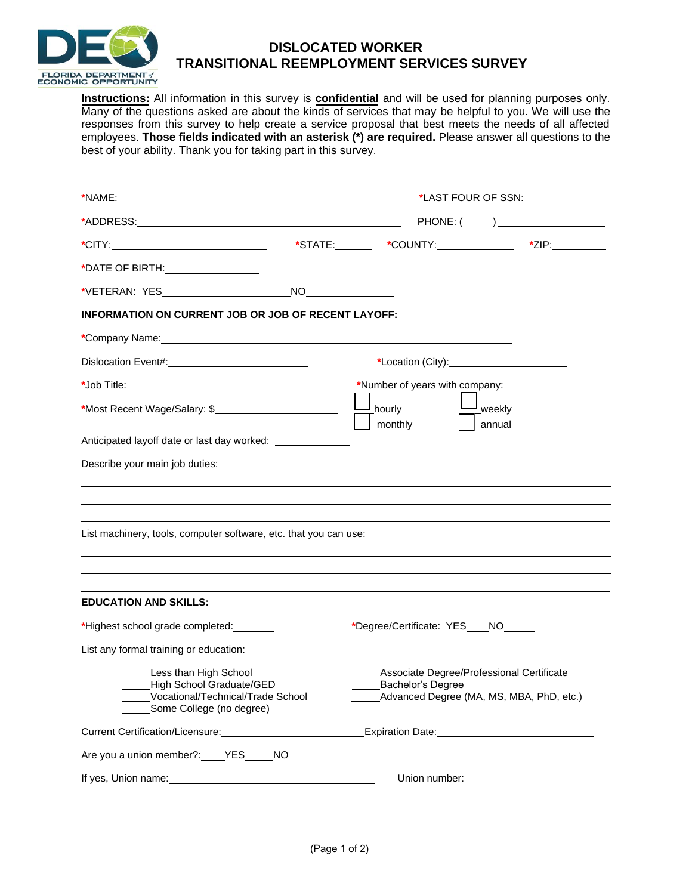# DISLOCATED WORKER
# TRANSITIONAL REEMPLOYMENT SERVICES SURVEY

**Instructions:** All information in this survey is **confidential** and will be used for planning purposes only. Many of the questions asked are about the kinds of services that may be helpful to you. We will use the responses from this survey to help create a service proposal that best meets the needs of all affected employees. **Those fields indicated with an asterisk (*) are required.** Please answer all questions to the best of your ability. Thank you for taking part in this survey.

*NAME:______________________________ *LAST FOUR OF SSN:__________

*ADDRESS:______________________________ PHONE: (     )______________

*CITY:__________________ *STATE:______ *COUNTY:__________ *ZIP:________

*DATE OF BIRTH:______________

*VETERAN: YES__________________NO____________

**INFORMATION ON CURRENT JOB OR JOB OF RECENT LAYOFF:**

*Company Name:______________________________________________

Dislocation Event#:____________________ *Location (City):________________

*Job Title:______________________________ *Number of years with company:_____

*Most Recent Wage/Salary: $__________________ ☐ hourly ☐ weekly ☐ monthly ☐ annual

Anticipated layoff date or last day worked: ____________

Describe your main job duties:

______________________________________________________________

______________________________________________________________

______________________________________________________________

List machinery, tools, computer software, etc. that you can use:

______________________________________________________________

______________________________________________________________

______________________________________________________________

**EDUCATION AND SKILLS:**

*Highest school grade completed:______ *Degree/Certificate: YES____NO_____

List any formal training or education:

- _____Less than High School
- _____High School Graduate/GED
- _____Vocational/Technical/Trade School
- _____Some College (no degree)
- _____Associate Degree/Professional Certificate
- _____Bachelor's Degree
- _____Advanced Degree (MA, MS, MBA, PhD, etc.)

Current Certification/Licensure:____________________Expiration Date:____________________

Are you a union member?:____YES_____NO

If yes, Union name:______________________________ Union number: ______________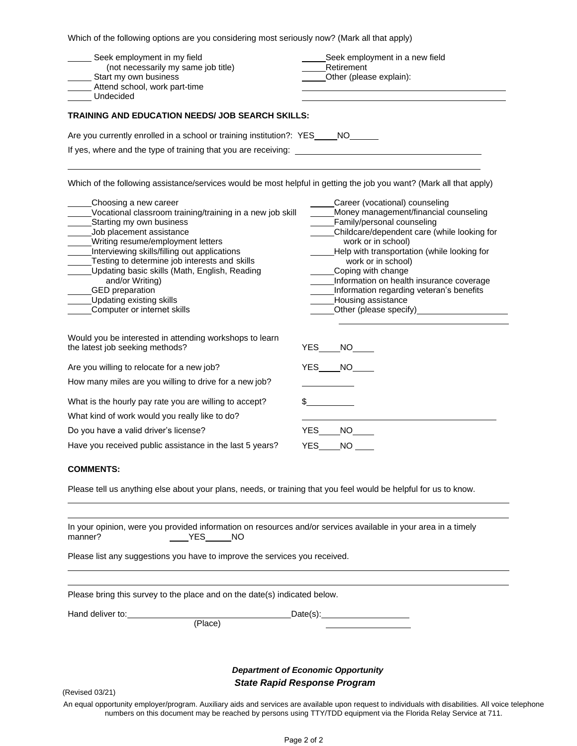Which of the following options are you considering most seriously now? (Mark all that apply)

_____ Seek employment in my field (not necessarily my same job title)
_____ Start my own business
_____ Attend school, work part-time
_____ Undecided
_____ Seek employment in a new field
_____ Retirement
_____ Other (please explain): ______________________________

**TRAINING AND EDUCATION NEEDS/ JOB SEARCH SKILLS:**

Are you currently enrolled in a school or training institution?: YES_____ NO______

If yes, where and the type of training that you are receiving: ______________________________

Which of the following assistance/services would be most helpful in getting the job you want? (Mark all that apply)

_____ Choosing a new career
_____ Vocational classroom training/training in a new job skill
_____ Starting my own business
_____ Job placement assistance
_____ Writing resume/employment letters
_____ Interviewing skills/filling out applications
_____ Testing to determine job interests and skills
_____ Updating basic skills (Math, English, Reading and/or Writing)
_____ GED preparation
_____ Updating existing skills
_____ Computer or internet skills
_____ Career (vocational) counseling
_____ Money management/financial counseling
_____ Family/personal counseling
_____ Childcare/dependent care (while looking for work or in school)
_____ Help with transportation (while looking for work or in school)
_____ Coping with change
_____ Information on health insurance coverage
_____ Information regarding veteran's benefits
_____ Housing assistance
_____ Other (please specify) ______________________________

Would you be interested in attending workshops to learn the latest job seeking methods? YES_____ NO_____

Are you willing to relocate for a new job? YES_____ NO_____

How many miles are you willing to drive for a new job? __________

What is the hourly pay rate you are willing to accept? $__________

What kind of work would you really like to do? ______________________________

Do you have a valid driver's license? YES_____ NO_____

Have you received public assistance in the last 5 years? YES_____ NO_____

**COMMENTS:**

Please tell us anything else about your plans, needs, or training that you feel would be helpful for us to know.

______________________________

______________________________

In your opinion, were you provided information on resources and/or services available in your area in a timely manner? _____ YES______ NO

Please list any suggestions you have to improve the services you received.

______________________________

______________________________

Please bring this survey to the place and on the date(s) indicated below.

Hand deliver to: ______________________________ Date(s): __________________
(Place)

***Department of Economic Opportunity***
***State Rapid Response Program***

(Revised 03/21)

An equal opportunity employer/program. Auxiliary aids and services are available upon request to individuals with disabilities. All voice telephone numbers on this document may be reached by persons using TTY/TDD equipment via the Florida Relay Service at 711.